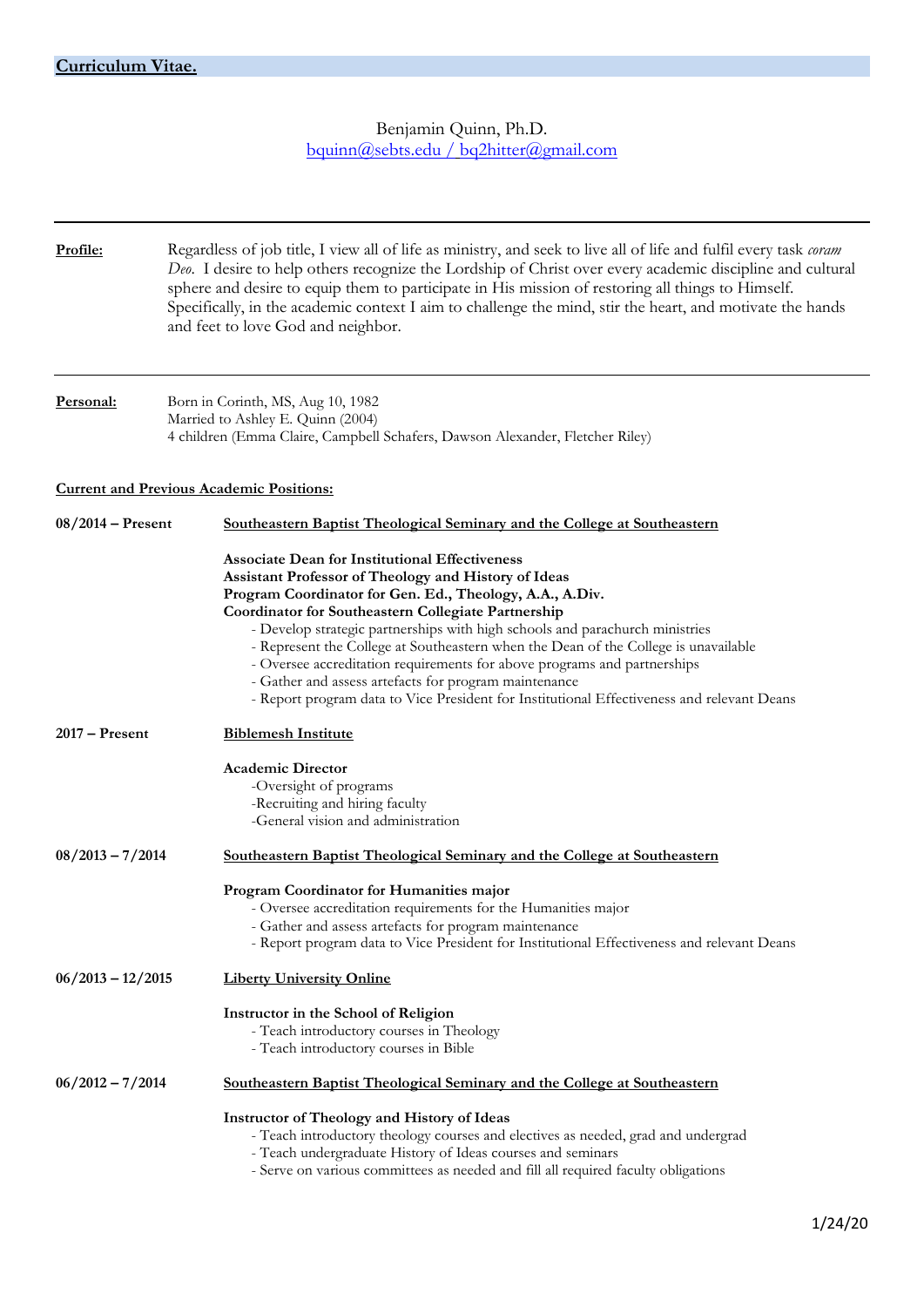# Curriculum Vitae.

Benjamin Quinn, Ph.D.
bquinn@sebts.edu / bq2hitter@gmail.com

---

**Profile:** Regardless of job title, I view all of life as ministry, and seek to live all of life and fulfil every task *coram Deo*. I desire to help others recognize the Lordship of Christ over every academic discipline and cultural sphere and desire to equip them to participate in His mission of restoring all things to Himself. Specifically, in the academic context I aim to challenge the mind, stir the heart, and motivate the hands and feet to love God and neighbor.

---

**Personal:** Born in Corinth, MS, Aug 10, 1982
Married to Ashley E. Quinn (2004)
4 children (Emma Claire, Campbell Schafers, Dawson Alexander, Fletcher Riley)

## Current and Previous Academic Positions:

**08/2014 – Present** — **Southeastern Baptist Theological Seminary and the College at Southeastern**

**Associate Dean for Institutional Effectiveness**
**Assistant Professor of Theology and History of Ideas**
**Program Coordinator for Gen. Ed., Theology, A.A., A.Div.**
**Coordinator for Southeastern Collegiate Partnership**

- Develop strategic partnerships with high schools and parachurch ministries
- Represent the College at Southeastern when the Dean of the College is unavailable
- Oversee accreditation requirements for above programs and partnerships
- Gather and assess artefacts for program maintenance
- Report program data to Vice President for Institutional Effectiveness and relevant Deans

**2017 – Present** — **Biblemesh Institute**

**Academic Director**

- Oversight of programs
- Recruiting and hiring faculty
- General vision and administration

**08/2013 – 7/2014** — **Southeastern Baptist Theological Seminary and the College at Southeastern**

**Program Coordinator for Humanities major**

- Oversee accreditation requirements for the Humanities major
- Gather and assess artefacts for program maintenance
- Report program data to Vice President for Institutional Effectiveness and relevant Deans

**06/2013 – 12/2015** — **Liberty University Online**

**Instructor in the School of Religion**

- Teach introductory courses in Theology
- Teach introductory courses in Bible

**06/2012 – 7/2014** — **Southeastern Baptist Theological Seminary and the College at Southeastern**

**Instructor of Theology and History of Ideas**

- Teach introductory theology courses and electives as needed, grad and undergrad
- Teach undergraduate History of Ideas courses and seminars
- Serve on various committees as needed and fill all required faculty obligations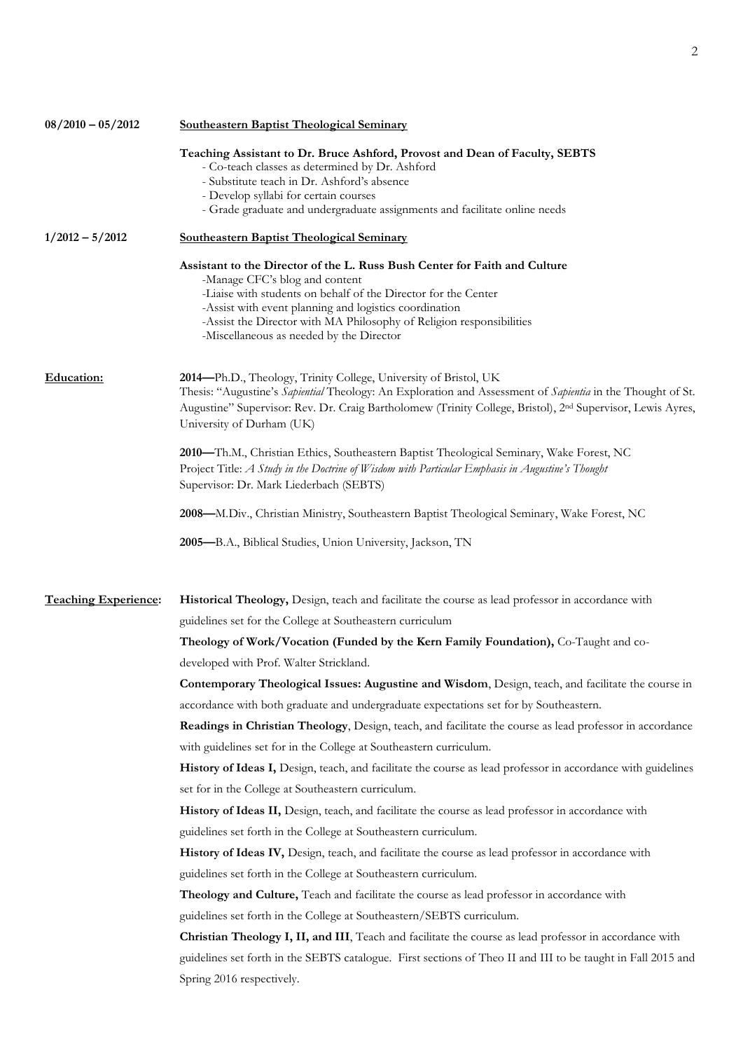**08/2010 – 05/2012** **<u>Southeastern Baptist Theological Seminary</u>**

**Teaching Assistant to Dr. Bruce Ashford, Provost and Dean of Faculty, SEBTS**

- Co-teach classes as determined by Dr. Ashford
- Substitute teach in Dr. Ashford's absence
- Develop syllabi for certain courses
- Grade graduate and undergraduate assignments and facilitate online needs

**1/2012 – 5/2012** **<u>Southeastern Baptist Theological Seminary</u>**

**Assistant to the Director of the L. Russ Bush Center for Faith and Culture**

- Manage CFC's blog and content
- Liaise with students on behalf of the Director for the Center
- Assist with event planning and logistics coordination
- Assist the Director with MA Philosophy of Religion responsibilities
- Miscellaneous as needed by the Director

## <u>Education:</u>

**2014—**Ph.D., Theology, Trinity College, University of Bristol, UK
Thesis: "Augustine's *Sapiential* Theology: An Exploration and Assessment of *Sapientia* in the Thought of St. Augustine" Supervisor: Rev. Dr. Craig Bartholomew (Trinity College, Bristol), 2nd Supervisor, Lewis Ayres, University of Durham (UK)

**2010—**Th.M., Christian Ethics, Southeastern Baptist Theological Seminary, Wake Forest, NC
Project Title: *A Study in the Doctrine of Wisdom with Particular Emphasis in Augustine's Thought*
Supervisor: Dr. Mark Liederbach (SEBTS)

**2008—**M.Div., Christian Ministry, Southeastern Baptist Theological Seminary, Wake Forest, NC

**2005—**B.A., Biblical Studies, Union University, Jackson, TN

## <u>Teaching Experience</u>:

**Historical Theology,** Design, teach and facilitate the course as lead professor in accordance with guidelines set for the College at Southeastern curriculum

**Theology of Work/Vocation (Funded by the Kern Family Foundation),** Co-Taught and co-developed with Prof. Walter Strickland.

**Contemporary Theological Issues: Augustine and Wisdom**, Design, teach, and facilitate the course in accordance with both graduate and undergraduate expectations set for by Southeastern.

**Readings in Christian Theology**, Design, teach, and facilitate the course as lead professor in accordance with guidelines set for in the College at Southeastern curriculum.

**History of Ideas I,** Design, teach, and facilitate the course as lead professor in accordance with guidelines set for in the College at Southeastern curriculum.

**History of Ideas II,** Design, teach, and facilitate the course as lead professor in accordance with guidelines set forth in the College at Southeastern curriculum.

**History of Ideas IV,** Design, teach, and facilitate the course as lead professor in accordance with guidelines set forth in the College at Southeastern curriculum.

**Theology and Culture,** Teach and facilitate the course as lead professor in accordance with guidelines set forth in the College at Southeastern/SEBTS curriculum.

**Christian Theology I, II, and III**, Teach and facilitate the course as lead professor in accordance with guidelines set forth in the SEBTS catalogue. First sections of Theo II and III to be taught in Fall 2015 and Spring 2016 respectively.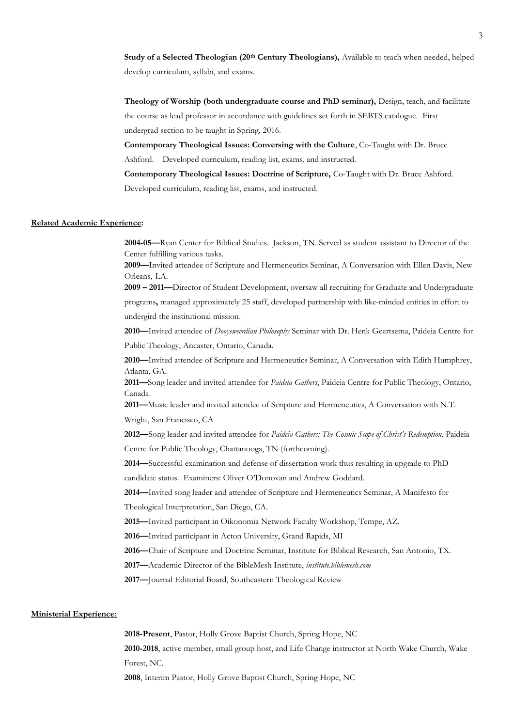**Study of a Selected Theologian (20th Century Theologians),** Available to teach when needed, helped develop curriculum, syllabi, and exams.

**Theology of Worship (both undergraduate course and PhD seminar),** Design, teach, and facilitate the course as lead professor in accordance with guidelines set forth in SEBTS catalogue. First undergrad section to be taught in Spring, 2016.

**Contemporary Theological Issues: Conversing with the Culture**, Co-Taught with Dr. Bruce Ashford. Developed curriculum, reading list, exams, and instructed.

**Contemporary Theological Issues: Doctrine of Scripture,** Co-Taught with Dr. Bruce Ashford. Developed curriculum, reading list, exams, and instructed.

**Related Academic Experience:**

**2004-05—**Ryan Center for Biblical Studies. Jackson, TN. Served as student assistant to Director of the Center fulfilling various tasks.

**2009—**Invited attendee of Scripture and Hermeneutics Seminar, A Conversation with Ellen Davis, New Orleans, LA.

**2009 – 2011—**Director of Student Development, oversaw all recruiting for Graduate and Undergraduate programs**,** managed approximately 25 staff, developed partnership with like-minded entities in effort to undergird the institutional mission.

**2010—**Invited attendee of *Dooyeweerdian Philosophy* Seminar with Dr. Henk Geertsema, Paideia Centre for Public Theology, Ancaster, Ontario, Canada.

**2010—**Invited attendee of Scripture and Hermeneutics Seminar, A Conversation with Edith Humphrey, Atlanta, GA.

**2011—**Song leader and invited attendee for *Paideia Gathers*, Paideia Centre for Public Theology, Ontario, Canada.

**2011—**Music leader and invited attendee of Scripture and Hermeneutics, A Conversation with N.T. Wright, San Francisco, CA

**2012—**Song leader and invited attendee for *Paideia Gathers; The Cosmic Scope of Christ's Redemption*, Paideia Centre for Public Theology, Chattanooga, TN (forthcoming).

**2014—**Successful examination and defense of dissertation work thus resulting in upgrade to PhD candidate status. Examiners: Oliver O'Donovan and Andrew Goddard.

**2014—**Invited song leader and attendee of Scripture and Hermeneutics Seminar, A Manifesto for Theological Interpretation, San Diego, CA.

**2015—**Invited participant in Oikonomia Network Faculty Workshop, Tempe, AZ.

**2016—**Invited participant in Acton University, Grand Rapids, MI

**2016—**Chair of Scripture and Doctrine Seminar, Institute for Biblical Research, San Antonio, TX.

**2017—**Academic Director of the BibleMesh Institute, *institute.biblemesh.com*

**2017—**Journal Editorial Board, Southeastern Theological Review

**Ministerial Experience:**

**2018-Present**, Pastor, Holly Grove Baptist Church, Spring Hope, NC

**2010-2018**, active member, small group host, and Life Change instructor at North Wake Church, Wake Forest, NC.

**2008**, Interim Pastor, Holly Grove Baptist Church, Spring Hope, NC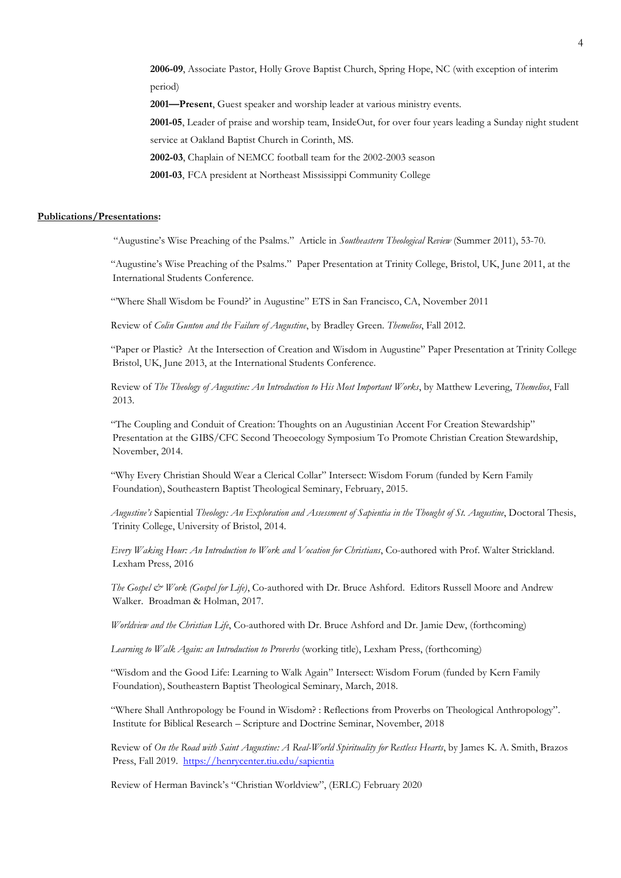**2006-09**, Associate Pastor, Holly Grove Baptist Church, Spring Hope, NC (with exception of interim period)

**2001—Present**, Guest speaker and worship leader at various ministry events.

**2001-05**, Leader of praise and worship team, InsideOut, for over four years leading a Sunday night student service at Oakland Baptist Church in Corinth, MS.

**2002-03**, Chaplain of NEMCC football team for the 2002-2003 season

**2001-03**, FCA president at Northeast Mississippi Community College

**Publications/Presentations:**

"Augustine's Wise Preaching of the Psalms." Article in *Southeastern Theological Review* (Summer 2011), 53-70.

"Augustine's Wise Preaching of the Psalms." Paper Presentation at Trinity College, Bristol, UK, June 2011, at the International Students Conference.

"'Where Shall Wisdom be Found?' in Augustine" ETS in San Francisco, CA, November 2011

Review of *Colin Gunton and the Failure of Augustine*, by Bradley Green. *Themelios*, Fall 2012.

"Paper or Plastic? At the Intersection of Creation and Wisdom in Augustine" Paper Presentation at Trinity College Bristol, UK, June 2013, at the International Students Conference.

Review of *The Theology of Augustine: An Introduction to His Most Important Works*, by Matthew Levering, *Themelios*, Fall 2013.

"The Coupling and Conduit of Creation: Thoughts on an Augustinian Accent For Creation Stewardship" Presentation at the GIBS/CFC Second Theoecology Symposium To Promote Christian Creation Stewardship, November, 2014.

"Why Every Christian Should Wear a Clerical Collar" Intersect: Wisdom Forum (funded by Kern Family Foundation), Southeastern Baptist Theological Seminary, February, 2015.

*Augustine's* Sapiential *Theology: An Exploration and Assessment of Sapientia in the Thought of St. Augustine*, Doctoral Thesis, Trinity College, University of Bristol, 2014.

*Every Waking Hour: An Introduction to Work and Vocation for Christians*, Co-authored with Prof. Walter Strickland. Lexham Press, 2016

*The Gospel & Work (Gospel for Life)*, Co-authored with Dr. Bruce Ashford. Editors Russell Moore and Andrew Walker. Broadman & Holman, 2017.

*Worldview and the Christian Life*, Co-authored with Dr. Bruce Ashford and Dr. Jamie Dew, (forthcoming)

*Learning to Walk Again: an Introduction to Proverbs* (working title), Lexham Press, (forthcoming)

"Wisdom and the Good Life: Learning to Walk Again" Intersect: Wisdom Forum (funded by Kern Family Foundation), Southeastern Baptist Theological Seminary, March, 2018.

"Where Shall Anthropology be Found in Wisdom? : Reflections from Proverbs on Theological Anthropology". Institute for Biblical Research – Scripture and Doctrine Seminar, November, 2018

Review of *On the Road with Saint Augustine: A Real-World Spirituality for Restless Hearts*, by James K. A. Smith, Brazos Press, Fall 2019. https://henrycenter.tiu.edu/sapientia

Review of Herman Bavinck's "Christian Worldview", (ERLC) February 2020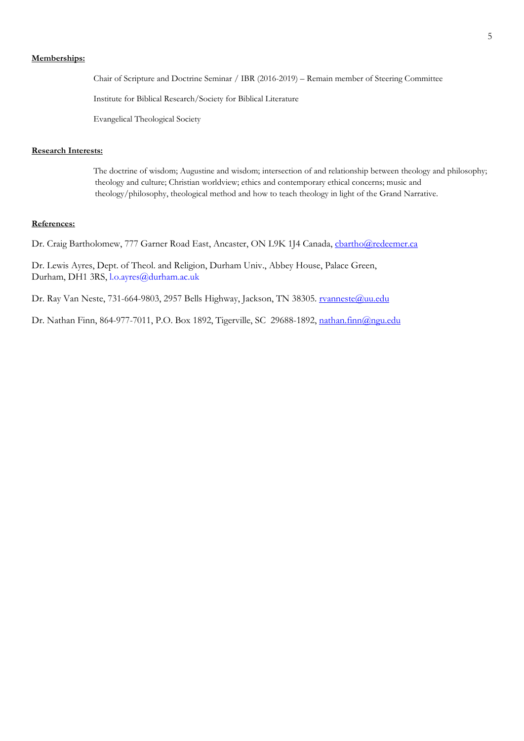**Memberships:**

Chair of Scripture and Doctrine Seminar / IBR (2016-2019) – Remain member of Steering Committee

Institute for Biblical Research/Society for Biblical Literature

Evangelical Theological Society

**Research Interests:**

The doctrine of wisdom; Augustine and wisdom; intersection of and relationship between theology and philosophy; theology and culture; Christian worldview; ethics and contemporary ethical concerns; music and theology/philosophy, theological method and how to teach theology in light of the Grand Narrative.

**References:**

Dr. Craig Bartholomew, 777 Garner Road East, Ancaster, ON L9K 1J4 Canada, cbartho@redeemer.ca

Dr. Lewis Ayres, Dept. of Theol. and Religion, Durham Univ., Abbey House, Palace Green, Durham, DH1 3RS, l.o.ayres@durham.ac.uk

Dr. Ray Van Neste, 731-664-9803, 2957 Bells Highway, Jackson, TN 38305. rvanneste@uu.edu

Dr. Nathan Finn, 864-977-7011, P.O. Box 1892, Tigerville, SC 29688-1892, nathan.finn@ngu.edu